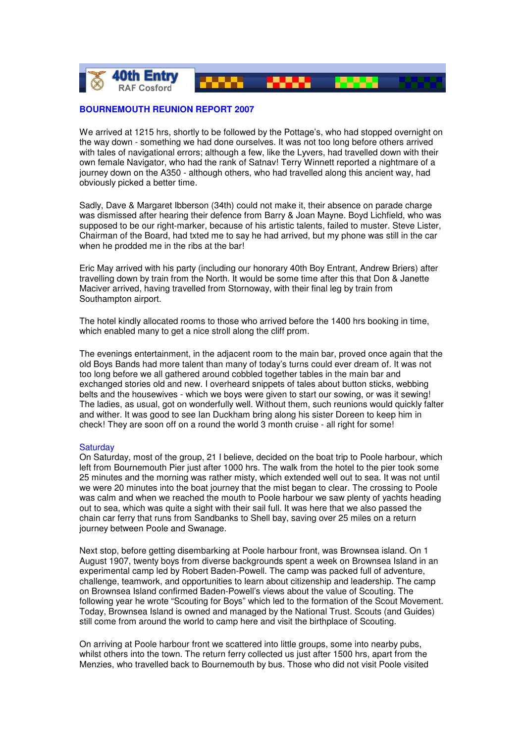40th Entry
RAF Cosford

## BOURNEMOUTH REUNION REPORT 2007

We arrived at 1215 hrs, shortly to be followed by the Pottage's, who had stopped overnight on the way down - something we had done ourselves. It was not too long before others arrived with tales of navigational errors; although a few, like the Lyvers, had travelled down with their own female Navigator, who had the rank of Satnav! Terry Winnett reported a nightmare of a journey down on the A350 - although others, who had travelled along this ancient way, had obviously picked a better time.

Sadly, Dave & Margaret Ibberson (34th) could not make it, their absence on parade charge was dismissed after hearing their defence from Barry & Joan Mayne. Boyd Lichfield, who was supposed to be our right-marker, because of his artistic talents, failed to muster. Steve Lister, Chairman of the Board, had txted me to say he had arrived, but my phone was still in the car when he prodded me in the ribs at the bar!

Eric May arrived with his party (including our honorary 40th Boy Entrant, Andrew Briers) after travelling down by train from the North. It would be some time after this that Don & Janette Maciver arrived, having travelled from Stornoway, with their final leg by train from Southampton airport.

The hotel kindly allocated rooms to those who arrived before the 1400 hrs booking in time, which enabled many to get a nice stroll along the cliff prom.

The evenings entertainment, in the adjacent room to the main bar, proved once again that the old Boys Bands had more talent than many of today's turns could ever dream of. It was not too long before we all gathered around cobbled together tables in the main bar and exchanged stories old and new. I overheard snippets of tales about button sticks, webbing belts and the housewives - which we boys were given to start our sowing, or was it sewing! The ladies, as usual, got on wonderfully well. Without them, such reunions would quickly falter and wither. It was good to see Ian Duckham bring along his sister Doreen to keep him in check! They are soon off on a round the world 3 month cruise - all right for some!

### Saturday

On Saturday, most of the group, 21 I believe, decided on the boat trip to Poole harbour, which left from Bournemouth Pier just after 1000 hrs. The walk from the hotel to the pier took some 25 minutes and the morning was rather misty, which extended well out to sea. It was not until we were 20 minutes into the boat journey that the mist began to clear. The crossing to Poole was calm and when we reached the mouth to Poole harbour we saw plenty of yachts heading out to sea, which was quite a sight with their sail full. It was here that we also passed the chain car ferry that runs from Sandbanks to Shell bay, saving over 25 miles on a return journey between Poole and Swanage.

Next stop, before getting disembarking at Poole harbour front, was Brownsea island. On 1 August 1907, twenty boys from diverse backgrounds spent a week on Brownsea Island in an experimental camp led by Robert Baden-Powell. The camp was packed full of adventure, challenge, teamwork, and opportunities to learn about citizenship and leadership. The camp on Brownsea Island confirmed Baden-Powell's views about the value of Scouting. The following year he wrote "Scouting for Boys" which led to the formation of the Scout Movement. Today, Brownsea Island is owned and managed by the National Trust. Scouts (and Guides) still come from around the world to camp here and visit the birthplace of Scouting.

On arriving at Poole harbour front we scattered into little groups, some into nearby pubs, whilst others into the town. The return ferry collected us just after 1500 hrs, apart from the Menzies, who travelled back to Bournemouth by bus. Those who did not visit Poole visited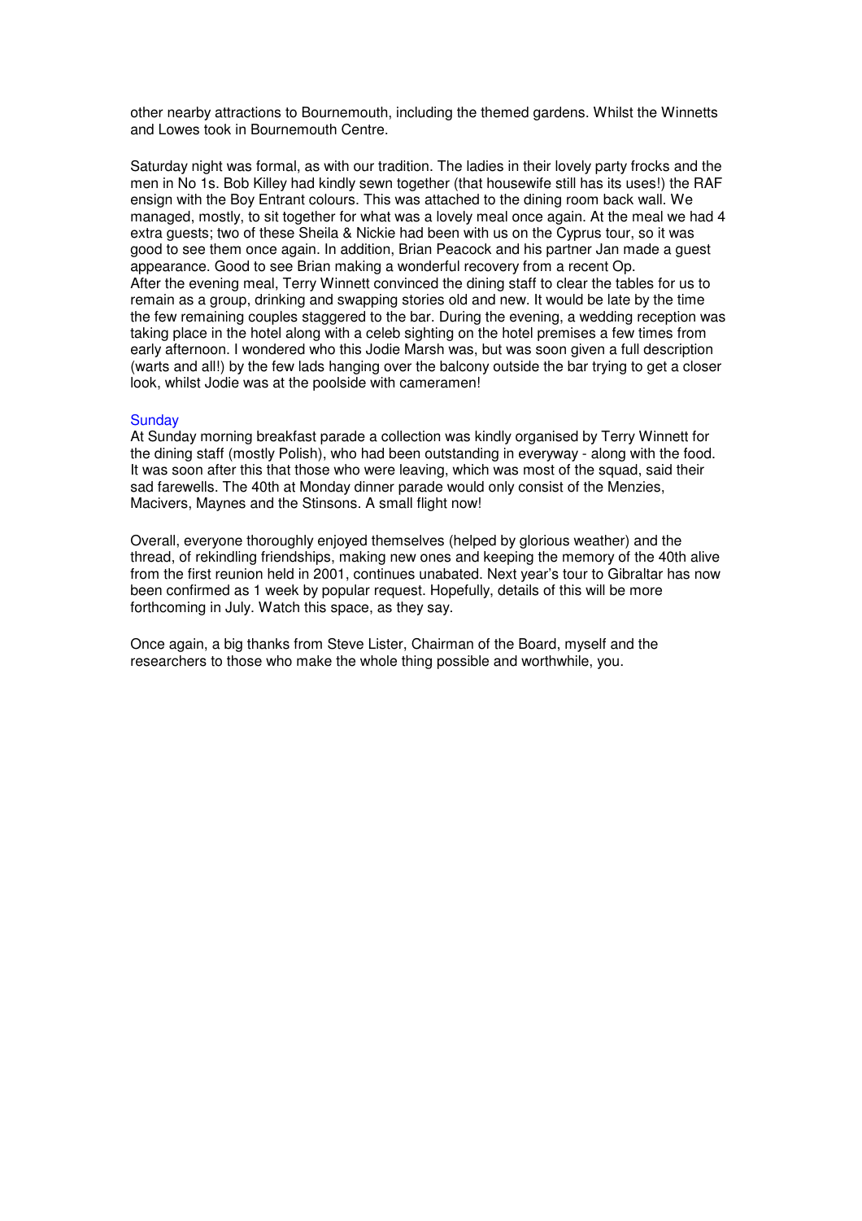other nearby attractions to Bournemouth, including the themed gardens. Whilst the Winnetts and Lowes took in Bournemouth Centre.

Saturday night was formal, as with our tradition. The ladies in their lovely party frocks and the men in No 1s. Bob Killey had kindly sewn together (that housewife still has its uses!) the RAF ensign with the Boy Entrant colours. This was attached to the dining room back wall. We managed, mostly, to sit together for what was a lovely meal once again. At the meal we had 4 extra guests; two of these Sheila & Nickie had been with us on the Cyprus tour, so it was good to see them once again. In addition, Brian Peacock and his partner Jan made a guest appearance. Good to see Brian making a wonderful recovery from a recent Op.
After the evening meal, Terry Winnett convinced the dining staff to clear the tables for us to remain as a group, drinking and swapping stories old and new. It would be late by the time the few remaining couples staggered to the bar. During the evening, a wedding reception was taking place in the hotel along with a celeb sighting on the hotel premises a few times from early afternoon. I wondered who this Jodie Marsh was, but was soon given a full description (warts and all!) by the few lads hanging over the balcony outside the bar trying to get a closer look, whilst Jodie was at the poolside with cameramen!

## Sunday

At Sunday morning breakfast parade a collection was kindly organised by Terry Winnett for the dining staff (mostly Polish), who had been outstanding in everyway - along with the food. It was soon after this that those who were leaving, which was most of the squad, said their sad farewells. The 40th at Monday dinner parade would only consist of the Menzies, Macivers, Maynes and the Stinsons. A small flight now!

Overall, everyone thoroughly enjoyed themselves (helped by glorious weather) and the thread, of rekindling friendships, making new ones and keeping the memory of the 40th alive from the first reunion held in 2001, continues unabated. Next year's tour to Gibraltar has now been confirmed as 1 week by popular request. Hopefully, details of this will be more forthcoming in July. Watch this space, as they say.

Once again, a big thanks from Steve Lister, Chairman of the Board, myself and the researchers to those who make the whole thing possible and worthwhile, you.